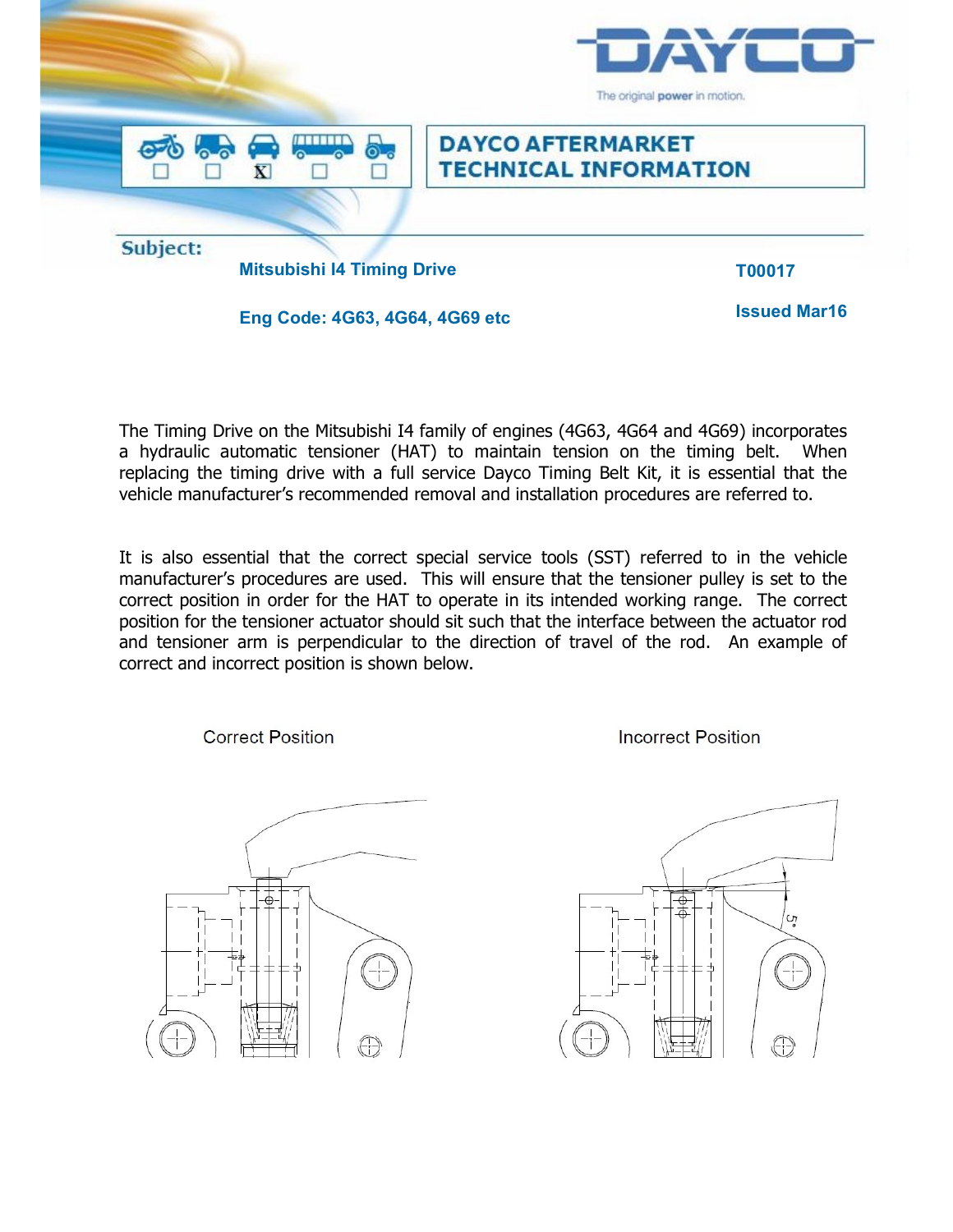# DAYCO AFTERMARKET TECHNICAL INFORMATION

**Subject:**

**Mitsubishi I4 Timing Drive** **T00017**

**Eng Code: 4G63, 4G64, 4G69 etc** **Issued Mar16**

The Timing Drive on the Mitsubishi I4 family of engines (4G63, 4G64 and 4G69) incorporates a hydraulic automatic tensioner (HAT) to maintain tension on the timing belt. When replacing the timing drive with a full service Dayco Timing Belt Kit, it is essential that the vehicle manufacturer's recommended removal and installation procedures are referred to.

It is also essential that the correct special service tools (SST) referred to in the vehicle manufacturer's procedures are used. This will ensure that the tensioner pulley is set to the correct position in order for the HAT to operate in its intended working range. The correct position for the tensioner actuator should sit such that the interface between the actuator rod and tensioner arm is perpendicular to the direction of travel of the rod. An example of correct and incorrect position is shown below.

Correct Position

Incorrect Position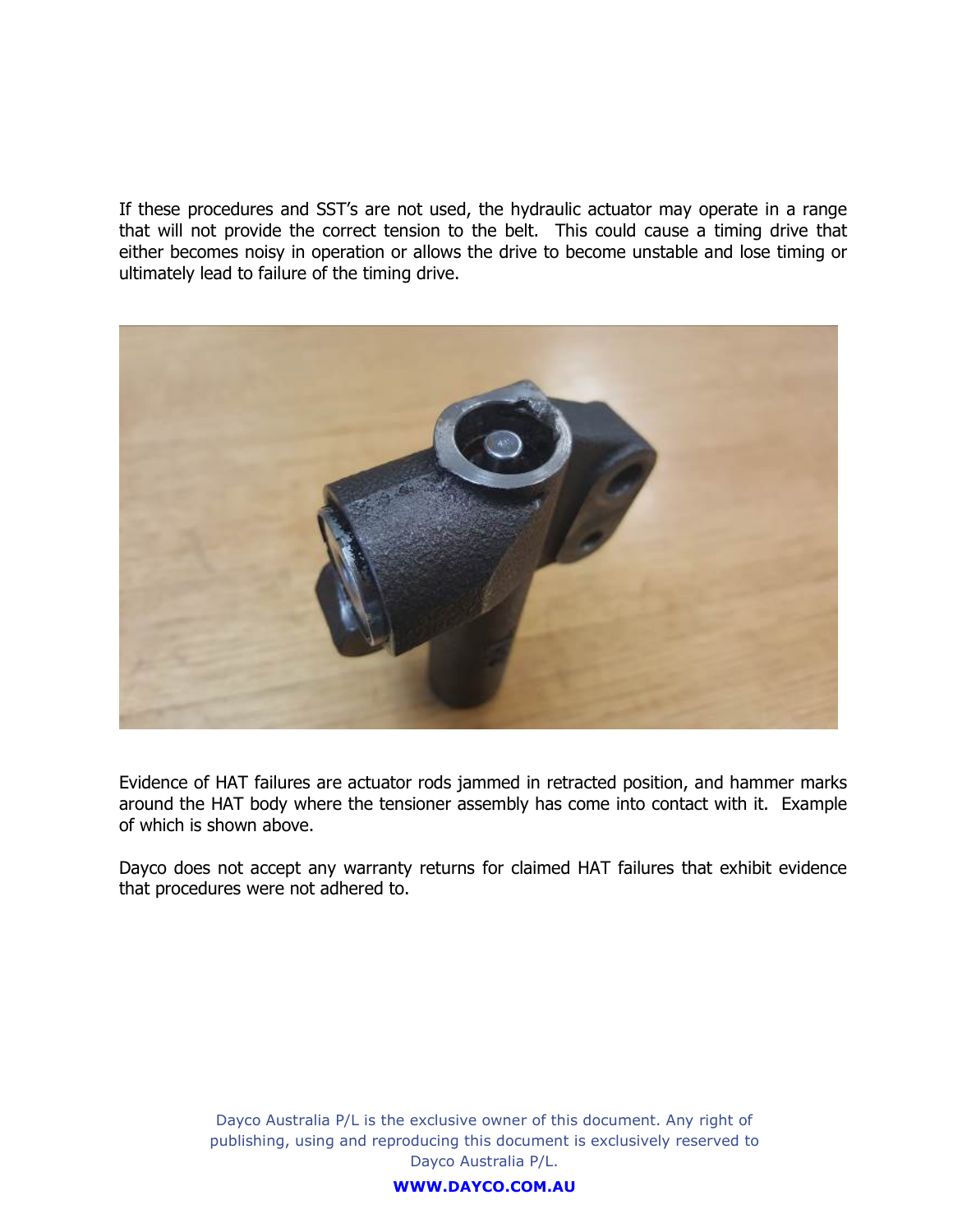If these procedures and SST's are not used, the hydraulic actuator may operate in a range that will not provide the correct tension to the belt. This could cause a timing drive that either becomes noisy in operation or allows the drive to become unstable and lose timing or ultimately lead to failure of the timing drive.

Evidence of HAT failures are actuator rods jammed in retracted position, and hammer marks around the HAT body where the tensioner assembly has come into contact with it. Example of which is shown above.

Dayco does not accept any warranty returns for claimed HAT failures that exhibit evidence that procedures were not adhered to.

Dayco Australia P/L is the exclusive owner of this document. Any right of publishing, using and reproducing this document is exclusively reserved to Dayco Australia P/L.

**WWW.DAYCO.COM.AU**